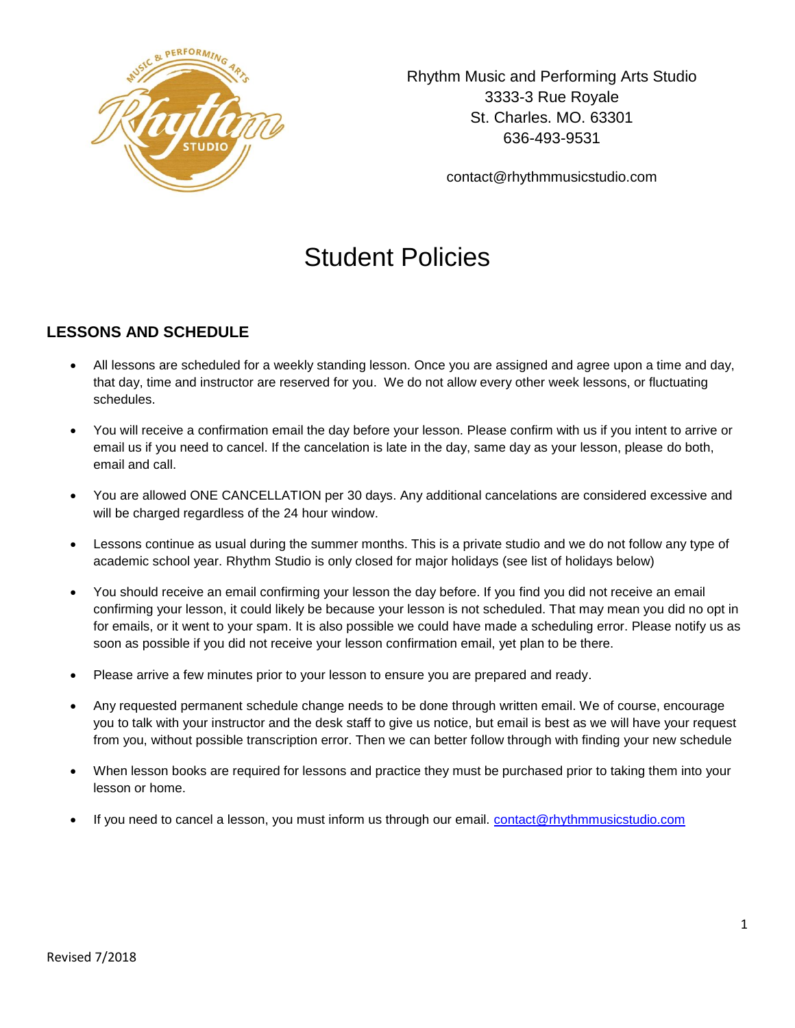Rhythm Music and Performing Arts Studio
3333-3 Rue Royale
St. Charles. MO. 63301
636-493-9531

contact@rhythmmusicstudio.com

# Student Policies

## LESSONS AND SCHEDULE

- All lessons are scheduled for a weekly standing lesson. Once you are assigned and agree upon a time and day, that day, time and instructor are reserved for you. We do not allow every other week lessons, or fluctuating schedules.

- You will receive a confirmation email the day before your lesson. Please confirm with us if you intent to arrive or email us if you need to cancel. If the cancelation is late in the day, same day as your lesson, please do both, email and call.

- You are allowed ONE CANCELLATION per 30 days. Any additional cancelations are considered excessive and will be charged regardless of the 24 hour window.

- Lessons continue as usual during the summer months. This is a private studio and we do not follow any type of academic school year. Rhythm Studio is only closed for major holidays (see list of holidays below)

- You should receive an email confirming your lesson the day before. If you find you did not receive an email confirming your lesson, it could likely be because your lesson is not scheduled. That may mean you did no opt in for emails, or it went to your spam. It is also possible we could have made a scheduling error. Please notify us as soon as possible if you did not receive your lesson confirmation email, yet plan to be there.

- Please arrive a few minutes prior to your lesson to ensure you are prepared and ready.

- Any requested permanent schedule change needs to be done through written email. We of course, encourage you to talk with your instructor and the desk staff to give us notice, but email is best as we will have your request from you, without possible transcription error. Then we can better follow through with finding your new schedule

- When lesson books are required for lessons and practice they must be purchased prior to taking them into your lesson or home.

- If you need to cancel a lesson, you must inform us through our email. [contact@rhythmmusicstudio.com](mailto:contact@rhythmmusicstudio.com)

Revised 7/2018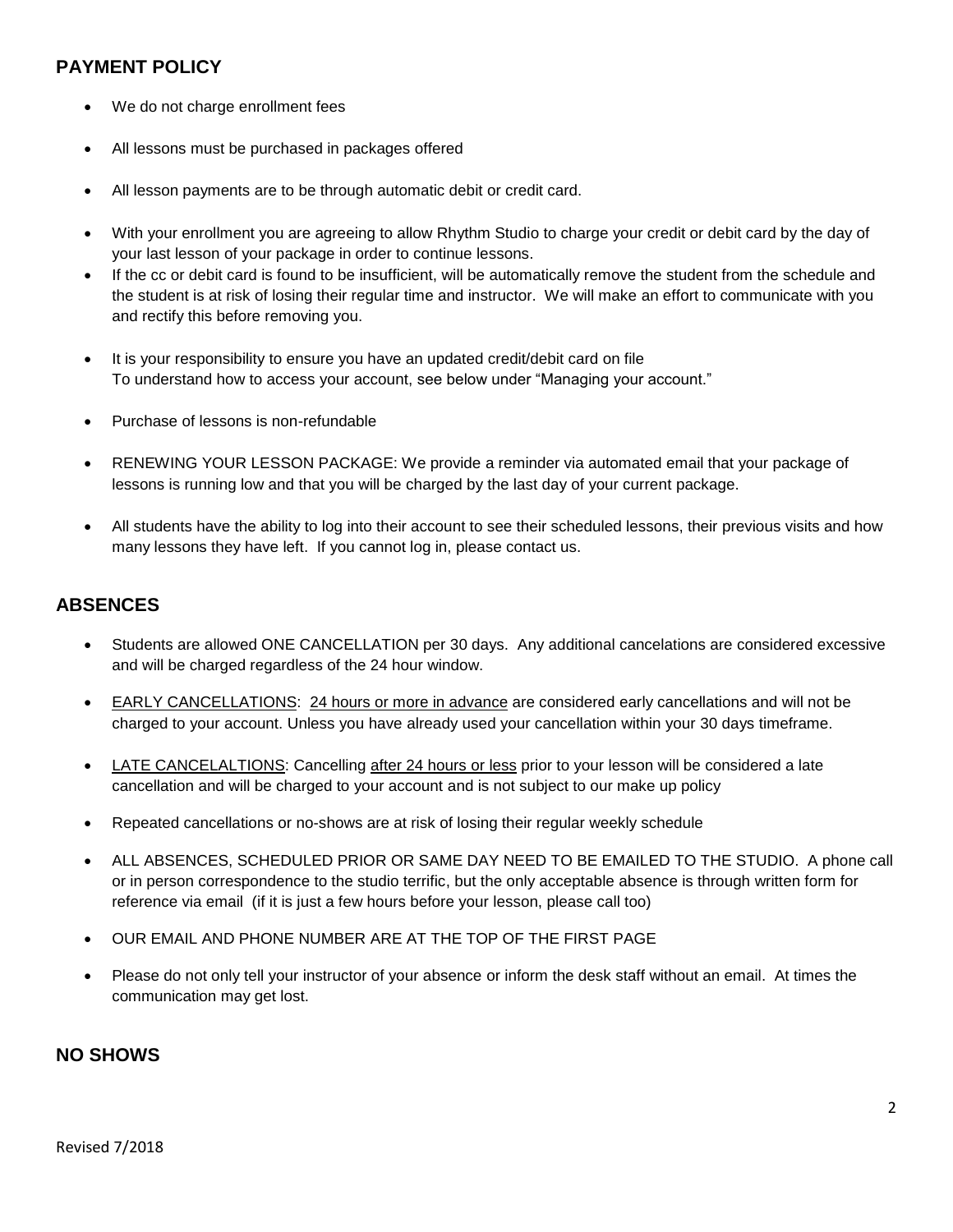## PAYMENT POLICY

- We do not charge enrollment fees
- All lessons must be purchased in packages offered
- All lesson payments are to be through automatic debit or credit card.
- With your enrollment you are agreeing to allow Rhythm Studio to charge your credit or debit card by the day of your last lesson of your package in order to continue lessons.
- If the cc or debit card is found to be insufficient, will be automatically remove the student from the schedule and the student is at risk of losing their regular time and instructor. We will make an effort to communicate with you and rectify this before removing you.
- It is your responsibility to ensure you have an updated credit/debit card on file
  To understand how to access your account, see below under "Managing your account."
- Purchase of lessons is non-refundable
- RENEWING YOUR LESSON PACKAGE: We provide a reminder via automated email that your package of lessons is running low and that you will be charged by the last day of your current package.
- All students have the ability to log into their account to see their scheduled lessons, their previous visits and how many lessons they have left. If you cannot log in, please contact us.

## ABSENCES

- Students are allowed ONE CANCELLATION per 30 days. Any additional cancelations are considered excessive and will be charged regardless of the 24 hour window.
- <u>EARLY CANCELLATIONS</u>: <u>24 hours or more in advance</u> are considered early cancellations and will not be charged to your account. Unless you have already used your cancellation within your 30 days timeframe.
- <u>LATE CANCELALTIONS</u>: Cancelling <u>after 24 hours or less</u> prior to your lesson will be considered a late cancellation and will be charged to your account and is not subject to our make up policy
- Repeated cancellations or no-shows are at risk of losing their regular weekly schedule
- ALL ABSENCES, SCHEDULED PRIOR OR SAME DAY NEED TO BE EMAILED TO THE STUDIO. A phone call or in person correspondence to the studio terrific, but the only acceptable absence is through written form for reference via email (if it is just a few hours before your lesson, please call too)
- OUR EMAIL AND PHONE NUMBER ARE AT THE TOP OF THE FIRST PAGE
- Please do not only tell your instructor of your absence or inform the desk staff without an email. At times the communication may get lost.

## NO SHOWS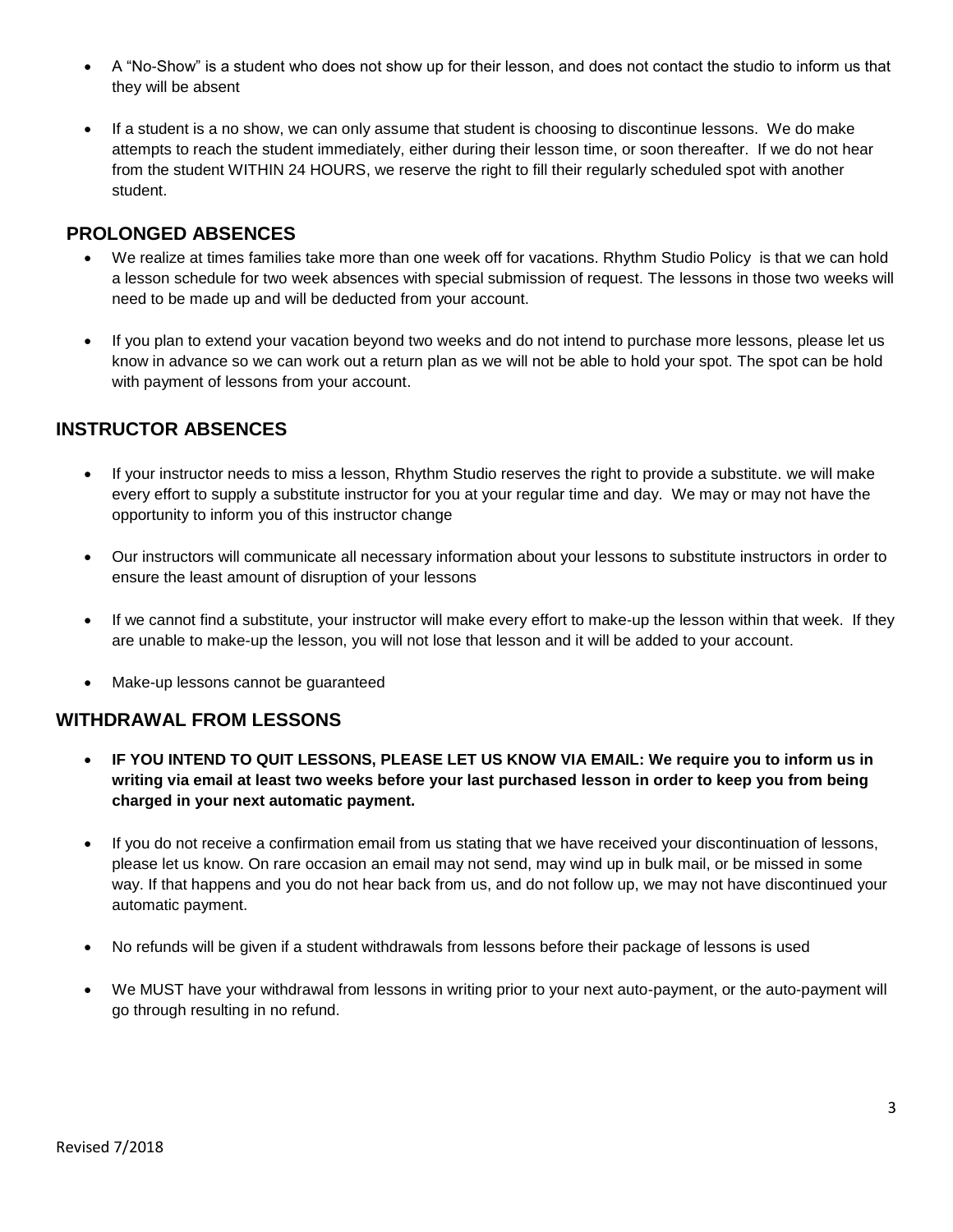- A "No-Show" is a student who does not show up for their lesson, and does not contact the studio to inform us that they will be absent

- If a student is a no show, we can only assume that student is choosing to discontinue lessons. We do make attempts to reach the student immediately, either during their lesson time, or soon thereafter. If we do not hear from the student WITHIN 24 HOURS, we reserve the right to fill their regularly scheduled spot with another student.

## PROLONGED ABSENCES

- We realize at times families take more than one week off for vacations. Rhythm Studio Policy is that we can hold a lesson schedule for two week absences with special submission of request. The lessons in those two weeks will need to be made up and will be deducted from your account.

- If you plan to extend your vacation beyond two weeks and do not intend to purchase more lessons, please let us know in advance so we can work out a return plan as we will not be able to hold your spot. The spot can be hold with payment of lessons from your account.

## INSTRUCTOR ABSENCES

- If your instructor needs to miss a lesson, Rhythm Studio reserves the right to provide a substitute. we will make every effort to supply a substitute instructor for you at your regular time and day. We may or may not have the opportunity to inform you of this instructor change

- Our instructors will communicate all necessary information about your lessons to substitute instructors in order to ensure the least amount of disruption of your lessons

- If we cannot find a substitute, your instructor will make every effort to make-up the lesson within that week. If they are unable to make-up the lesson, you will not lose that lesson and it will be added to your account.

- Make-up lessons cannot be guaranteed

## WITHDRAWAL FROM LESSONS

- **IF YOU INTEND TO QUIT LESSONS, PLEASE LET US KNOW VIA EMAIL: We require you to inform us in writing via email at least two weeks before your last purchased lesson in order to keep you from being charged in your next automatic payment.**

- If you do not receive a confirmation email from us stating that we have received your discontinuation of lessons, please let us know. On rare occasion an email may not send, may wind up in bulk mail, or be missed in some way. If that happens and you do not hear back from us, and do not follow up, we may not have discontinued your automatic payment.

- No refunds will be given if a student withdrawals from lessons before their package of lessons is used

- We MUST have your withdrawal from lessons in writing prior to your next auto-payment, or the auto-payment will go through resulting in no refund.

Revised 7/2018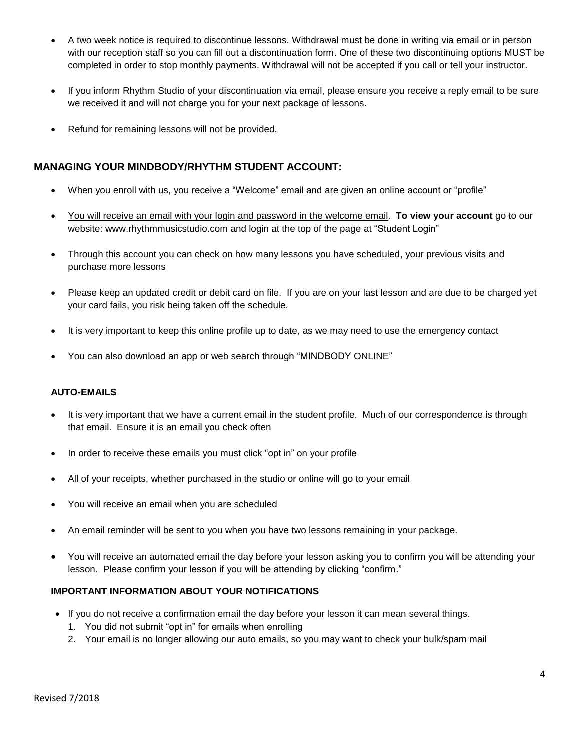- A two week notice is required to discontinue lessons. Withdrawal must be done in writing via email or in person with our reception staff so you can fill out a discontinuation form. One of these two discontinuing options MUST be completed in order to stop monthly payments. Withdrawal will not be accepted if you call or tell your instructor.
- If you inform Rhythm Studio of your discontinuation via email, please ensure you receive a reply email to be sure we received it and will not charge you for your next package of lessons.
- Refund for remaining lessons will not be provided.

## MANAGING YOUR MINDBODY/RHYTHM STUDENT ACCOUNT:

- When you enroll with us, you receive a "Welcome" email and are given an online account or "profile"
- You will receive an email with your login and password in the welcome email. **To view your account** go to our website: www.rhythmmusicstudio.com and login at the top of the page at "Student Login"
- Through this account you can check on how many lessons you have scheduled, your previous visits and purchase more lessons
- Please keep an updated credit or debit card on file. If you are on your last lesson and are due to be charged yet your card fails, you risk being taken off the schedule.
- It is very important to keep this online profile up to date, as we may need to use the emergency contact
- You can also download an app or web search through "MINDBODY ONLINE"

### AUTO-EMAILS

- It is very important that we have a current email in the student profile. Much of our correspondence is through that email. Ensure it is an email you check often
- In order to receive these emails you must click "opt in" on your profile
- All of your receipts, whether purchased in the studio or online will go to your email
- You will receive an email when you are scheduled
- An email reminder will be sent to you when you have two lessons remaining in your package.
- You will receive an automated email the day before your lesson asking you to confirm you will be attending your lesson. Please confirm your lesson if you will be attending by clicking "confirm."

### IMPORTANT INFORMATION ABOUT YOUR NOTIFICATIONS

- If you do not receive a confirmation email the day before your lesson it can mean several things.
  1. You did not submit "opt in" for emails when enrolling
  2. Your email is no longer allowing our auto emails, so you may want to check your bulk/spam mail

Revised 7/2018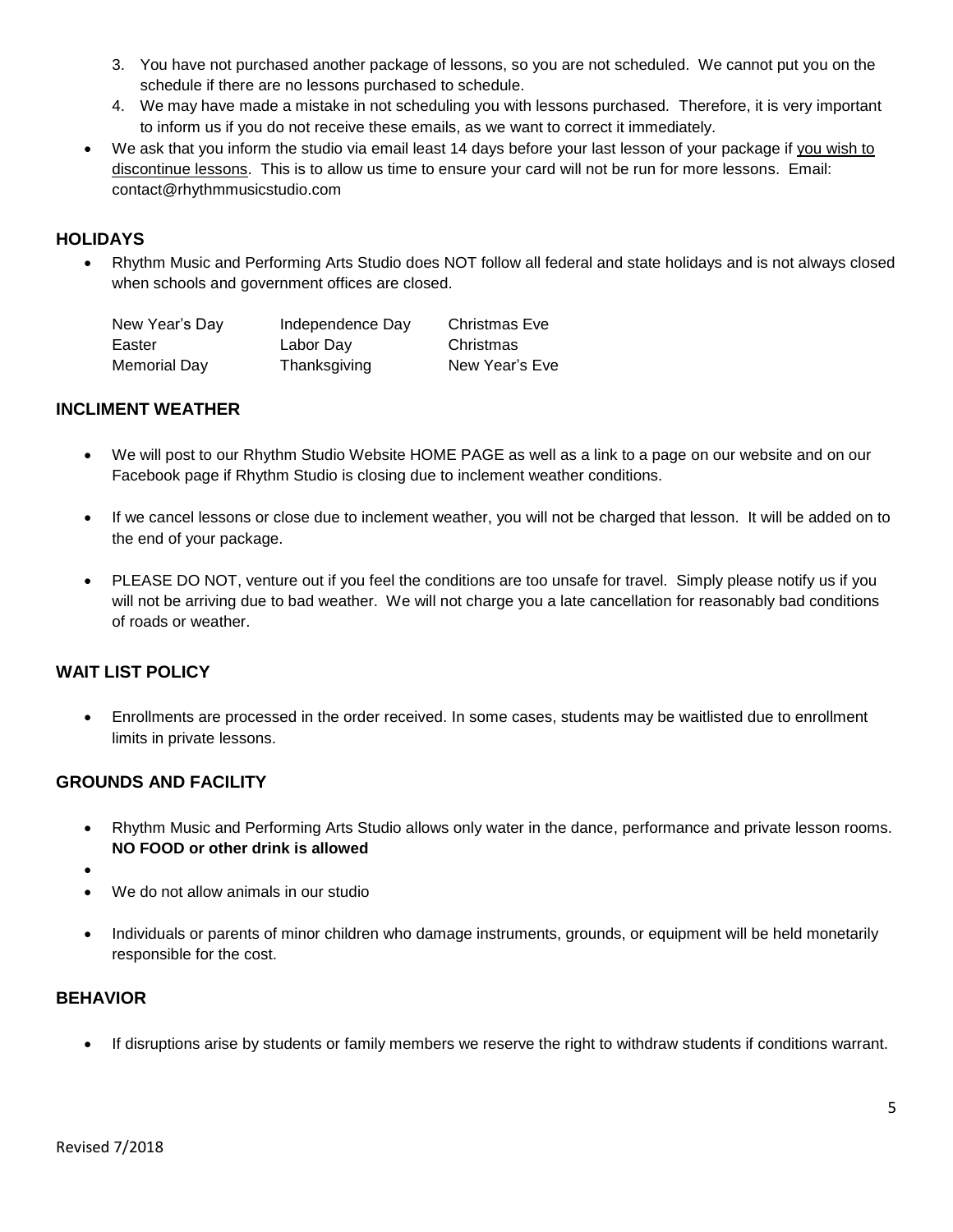3. You have not purchased another package of lessons, so you are not scheduled. We cannot put you on the schedule if there are no lessons purchased to schedule.
4. We may have made a mistake in not scheduling you with lessons purchased. Therefore, it is very important to inform us if you do not receive these emails, as we want to correct it immediately.

- We ask that you inform the studio via email least 14 days before your last lesson of your package if you wish to discontinue lessons. This is to allow us time to ensure your card will not be run for more lessons. Email: contact@rhythmmusicstudio.com

## HOLIDAYS

- Rhythm Music and Performing Arts Studio does NOT follow all federal and state holidays and is not always closed when schools and government offices are closed.

| | | |
|---|---|---|
| New Year's Day | Independence Day | Christmas Eve |
| Easter | Labor Day | Christmas |
| Memorial Day | Thanksgiving | New Year's Eve |

## INCLIMENT WEATHER

- We will post to our Rhythm Studio Website HOME PAGE as well as a link to a page on our website and on our Facebook page if Rhythm Studio is closing due to inclement weather conditions.
- If we cancel lessons or close due to inclement weather, you will not be charged that lesson. It will be added on to the end of your package.
- PLEASE DO NOT, venture out if you feel the conditions are too unsafe for travel. Simply please notify us if you will not be arriving due to bad weather. We will not charge you a late cancellation for reasonably bad conditions of roads or weather.

## WAIT LIST POLICY

- Enrollments are processed in the order received. In some cases, students may be waitlisted due to enrollment limits in private lessons.

## GROUNDS AND FACILITY

- Rhythm Music and Performing Arts Studio allows only water in the dance, performance and private lesson rooms. **NO FOOD or other drink is allowed**
- We do not allow animals in our studio
- Individuals or parents of minor children who damage instruments, grounds, or equipment will be held monetarily responsible for the cost.

## BEHAVIOR

- If disruptions arise by students or family members we reserve the right to withdraw students if conditions warrant.

Revised 7/2018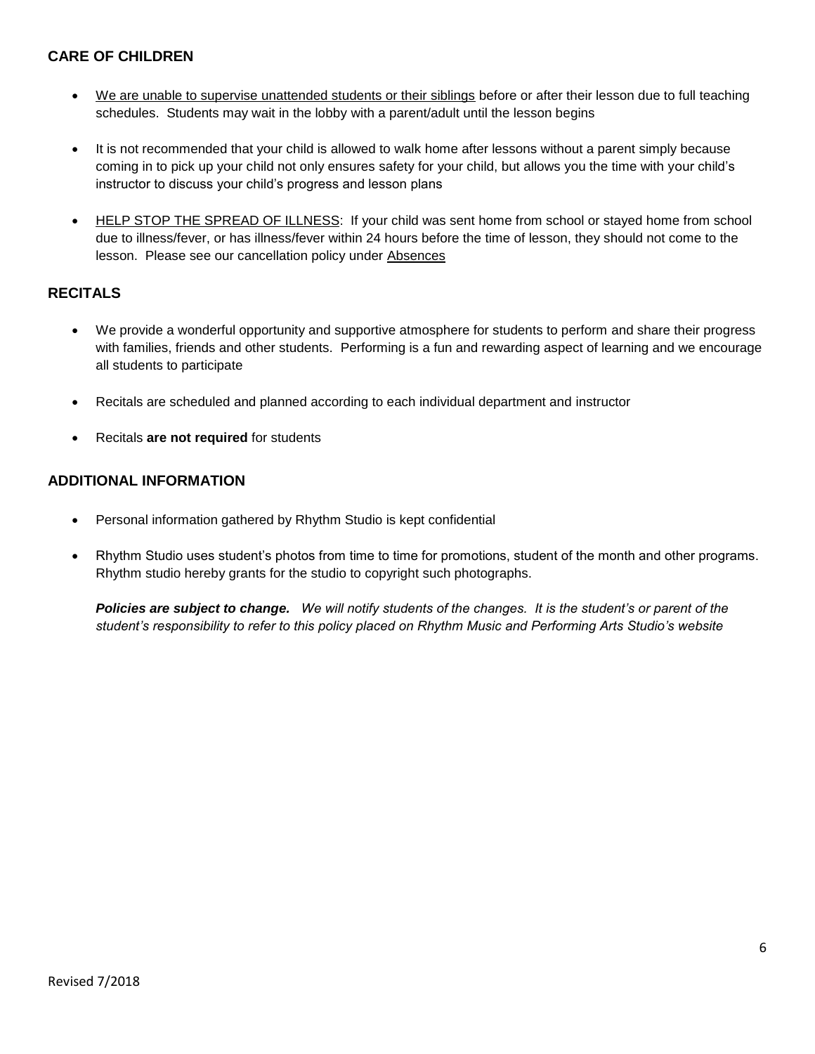## CARE OF CHILDREN

- We are unable to supervise unattended students or their siblings before or after their lesson due to full teaching schedules. Students may wait in the lobby with a parent/adult until the lesson begins
- It is not recommended that your child is allowed to walk home after lessons without a parent simply because coming in to pick up your child not only ensures safety for your child, but allows you the time with your child's instructor to discuss your child's progress and lesson plans
- HELP STOP THE SPREAD OF ILLNESS: If your child was sent home from school or stayed home from school due to illness/fever, or has illness/fever within 24 hours before the time of lesson, they should not come to the lesson. Please see our cancellation policy under Absences

## RECITALS

- We provide a wonderful opportunity and supportive atmosphere for students to perform and share their progress with families, friends and other students. Performing is a fun and rewarding aspect of learning and we encourage all students to participate
- Recitals are scheduled and planned according to each individual department and instructor
- Recitals **are not required** for students

## ADDITIONAL INFORMATION

- Personal information gathered by Rhythm Studio is kept confidential
- Rhythm Studio uses student's photos from time to time for promotions, student of the month and other programs. Rhythm studio hereby grants for the studio to copyright such photographs.

***Policies are subject to change.*** *We will notify students of the changes. It is the student's or parent of the student's responsibility to refer to this policy placed on Rhythm Music and Performing Arts Studio's website*

Revised 7/2018